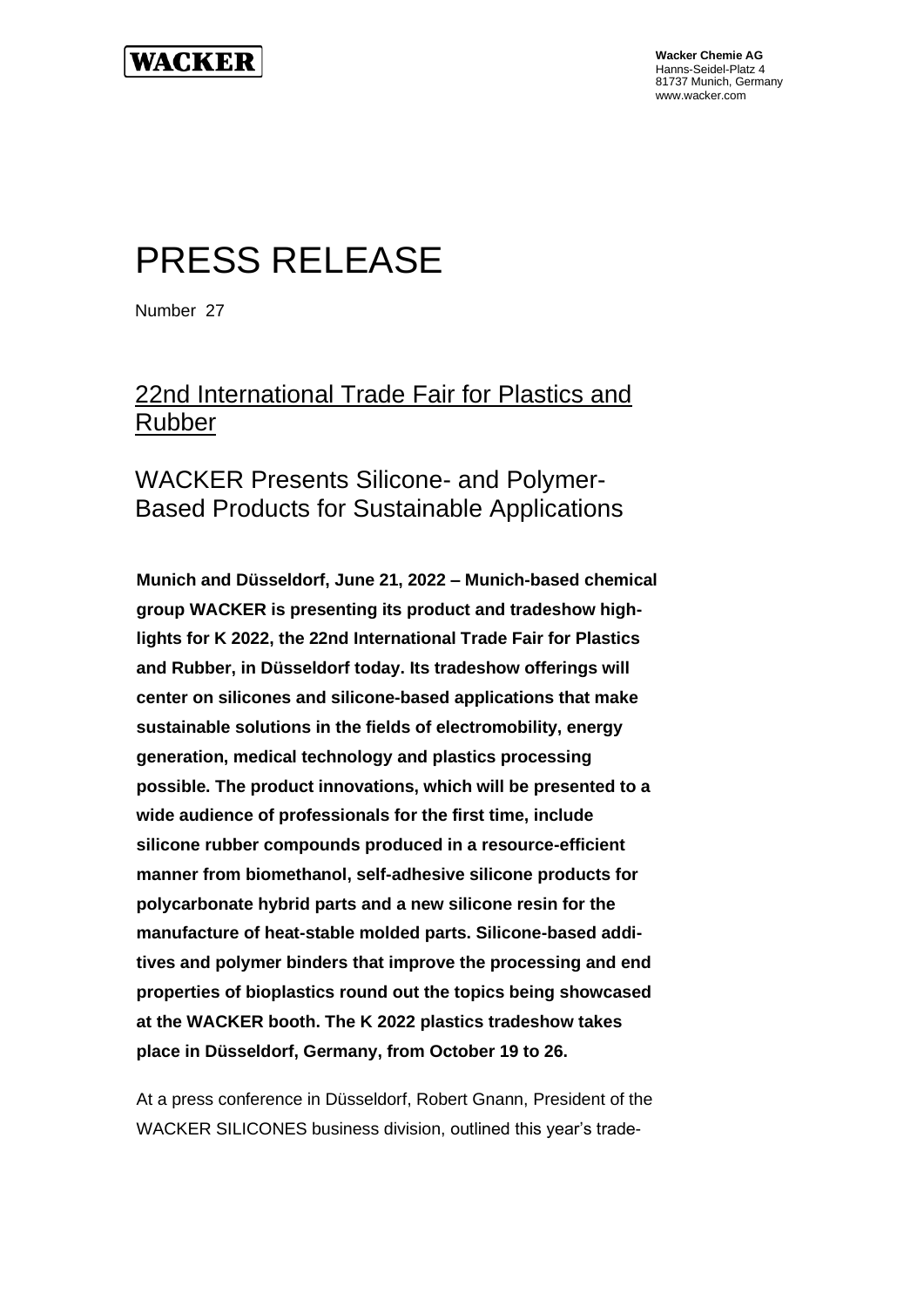**WACKER**

**Wacker Chemie AG**
Hanns-Seidel-Platz 4
81737 Munich, Germany
www.wacker.com

# PRESS RELEASE

Number 27

## 22nd International Trade Fair for Plastics and Rubber

## WACKER Presents Silicone- and Polymer-Based Products for Sustainable Applications

**Munich and Düsseldorf, June 21, 2022 – Munich-based chemical group WACKER is presenting its product and tradeshow highlights for K 2022, the 22nd International Trade Fair for Plastics and Rubber, in Düsseldorf today. Its tradeshow offerings will center on silicones and silicone-based applications that make sustainable solutions in the fields of electromobility, energy generation, medical technology and plastics processing possible. The product innovations, which will be presented to a wide audience of professionals for the first time, include silicone rubber compounds produced in a resource-efficient manner from biomethanol, self-adhesive silicone products for polycarbonate hybrid parts and a new silicone resin for the manufacture of heat-stable molded parts. Silicone-based additives and polymer binders that improve the processing and end properties of bioplastics round out the topics being showcased at the WACKER booth. The K 2022 plastics tradeshow takes place in Düsseldorf, Germany, from October 19 to 26.**

At a press conference in Düsseldorf, Robert Gnann, President of the WACKER SILICONES business division, outlined this year's trade-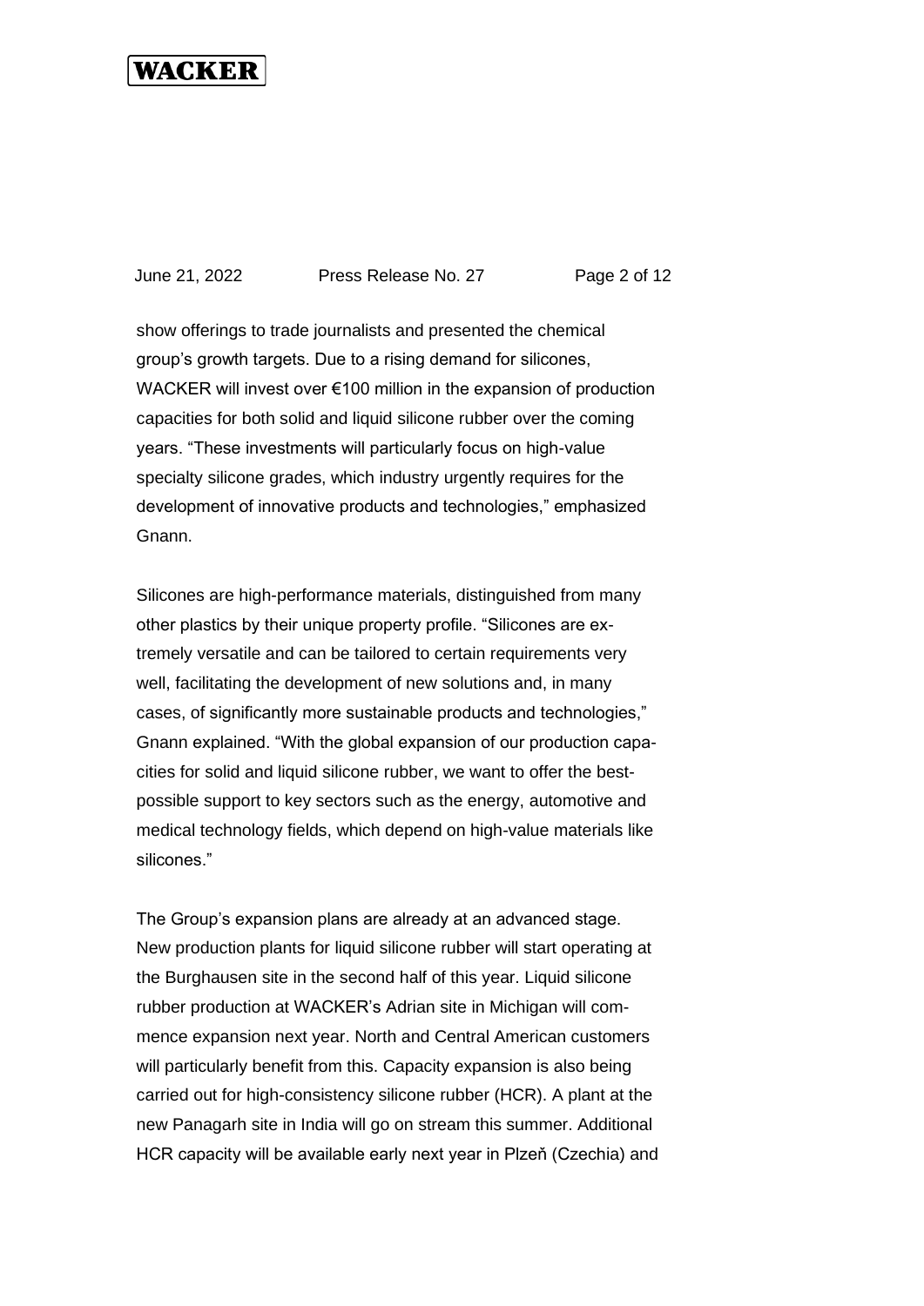show offerings to trade journalists and presented the chemical group's growth targets. Due to a rising demand for silicones, WACKER will invest over €100 million in the expansion of production capacities for both solid and liquid silicone rubber over the coming years. "These investments will particularly focus on high-value specialty silicone grades, which industry urgently requires for the development of innovative products and technologies," emphasized Gnann.

Silicones are high-performance materials, distinguished from many other plastics by their unique property profile. "Silicones are extremely versatile and can be tailored to certain requirements very well, facilitating the development of new solutions and, in many cases, of significantly more sustainable products and technologies," Gnann explained. "With the global expansion of our production capacities for solid and liquid silicone rubber, we want to offer the best-possible support to key sectors such as the energy, automotive and medical technology fields, which depend on high-value materials like silicones."

The Group's expansion plans are already at an advanced stage. New production plants for liquid silicone rubber will start operating at the Burghausen site in the second half of this year. Liquid silicone rubber production at WACKER's Adrian site in Michigan will commence expansion next year. North and Central American customers will particularly benefit from this. Capacity expansion is also being carried out for high-consistency silicone rubber (HCR). A plant at the new Panagarh site in India will go on stream this summer. Additional HCR capacity will be available early next year in Plzeň (Czechia) and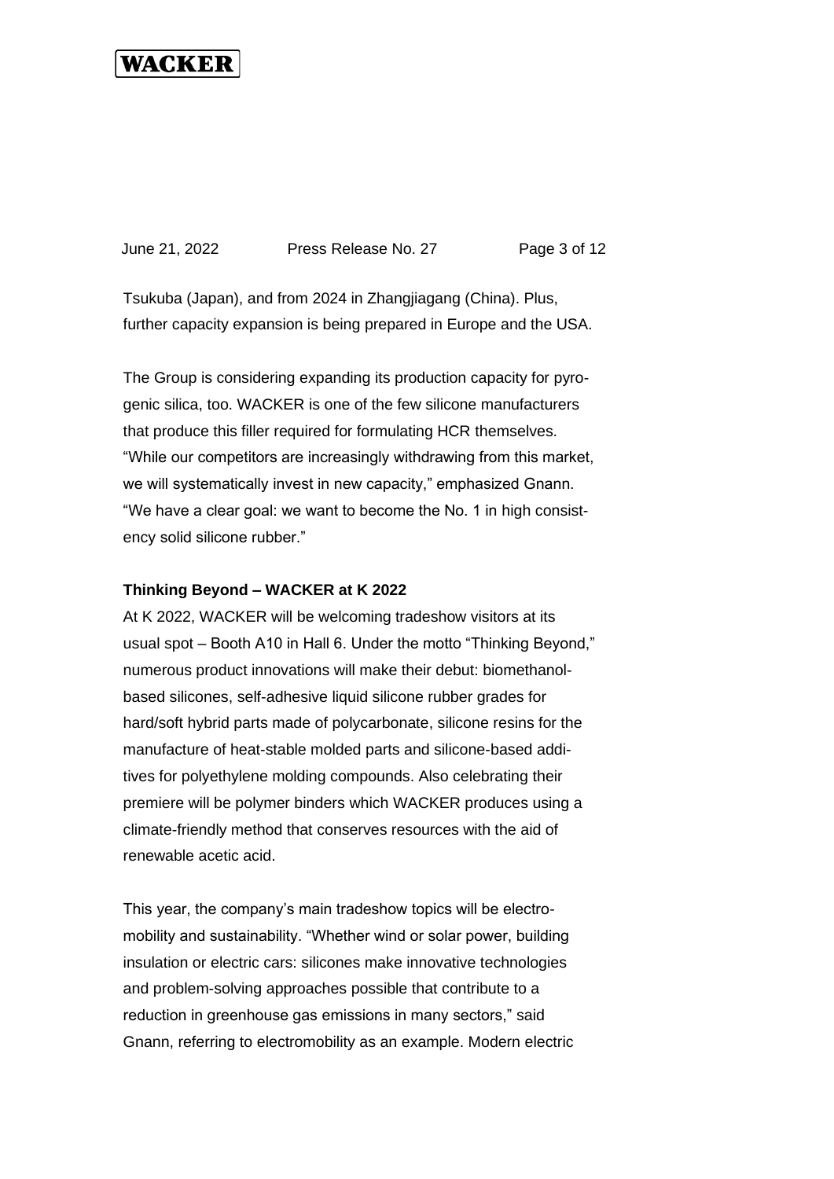Tsukuba (Japan), and from 2024 in Zhangjiagang (China). Plus, further capacity expansion is being prepared in Europe and the USA.

The Group is considering expanding its production capacity for pyrogenic silica, too. WACKER is one of the few silicone manufacturers that produce this filler required for formulating HCR themselves. “While our competitors are increasingly withdrawing from this market, we will systematically invest in new capacity,” emphasized Gnann. “We have a clear goal: we want to become the No. 1 in high consistency solid silicone rubber.”

**Thinking Beyond – WACKER at K 2022**

At K 2022, WACKER will be welcoming tradeshow visitors at its usual spot – Booth A10 in Hall 6. Under the motto “Thinking Beyond,” numerous product innovations will make their debut: biomethanol-based silicones, self-adhesive liquid silicone rubber grades for hard/soft hybrid parts made of polycarbonate, silicone resins for the manufacture of heat-stable molded parts and silicone-based additives for polyethylene molding compounds. Also celebrating their premiere will be polymer binders which WACKER produces using a climate-friendly method that conserves resources with the aid of renewable acetic acid.

This year, the company’s main tradeshow topics will be electromobility and sustainability. “Whether wind or solar power, building insulation or electric cars: silicones make innovative technologies and problem-solving approaches possible that contribute to a reduction in greenhouse gas emissions in many sectors,” said Gnann, referring to electromobility as an example. Modern electric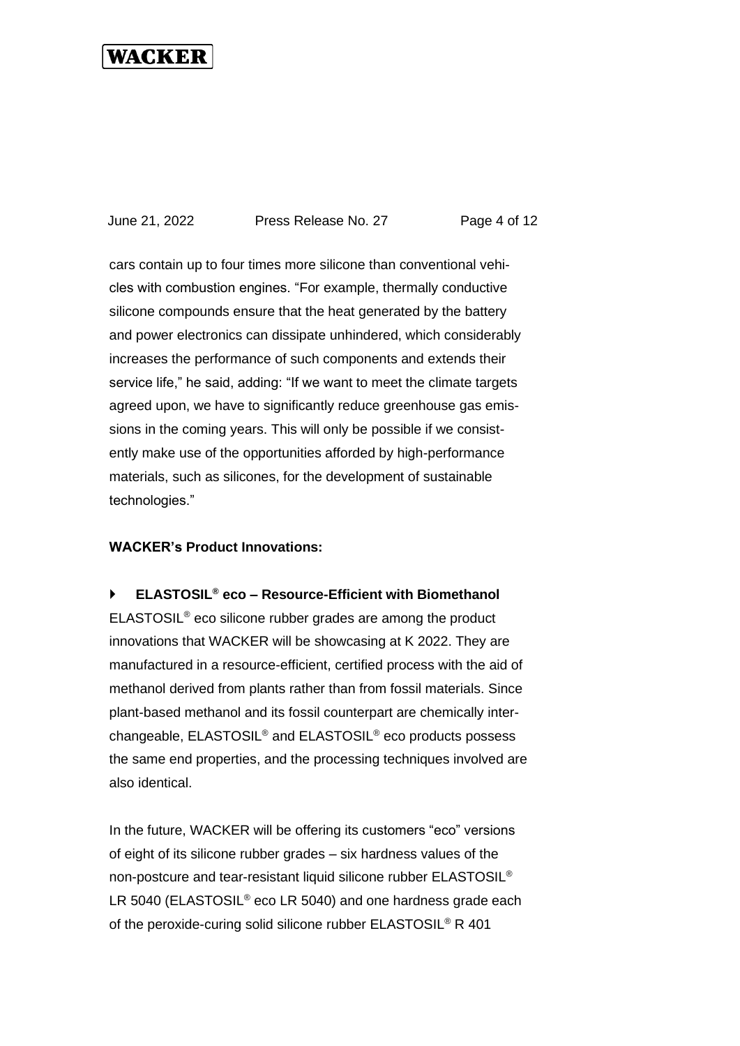cars contain up to four times more silicone than conventional vehicles with combustion engines. “For example, thermally conductive silicone compounds ensure that the heat generated by the battery and power electronics can dissipate unhindered, which considerably increases the performance of such components and extends their service life,” he said, adding: “If we want to meet the climate targets agreed upon, we have to significantly reduce greenhouse gas emissions in the coming years. This will only be possible if we consistently make use of the opportunities afforded by high-performance materials, such as silicones, for the development of sustainable technologies.”

**WACKER’s Product Innovations:**

- **ELASTOSIL® eco – Resource-Efficient with Biomethanol**

ELASTOSIL® eco silicone rubber grades are among the product innovations that WACKER will be showcasing at K 2022. They are manufactured in a resource-efficient, certified process with the aid of methanol derived from plants rather than from fossil materials. Since plant-based methanol and its fossil counterpart are chemically interchangeable, ELASTOSIL® and ELASTOSIL® eco products possess the same end properties, and the processing techniques involved are also identical.

In the future, WACKER will be offering its customers “eco” versions of eight of its silicone rubber grades – six hardness values of the non-postcure and tear-resistant liquid silicone rubber ELASTOSIL® LR 5040 (ELASTOSIL® eco LR 5040) and one hardness grade each of the peroxide-curing solid silicone rubber ELASTOSIL® R 401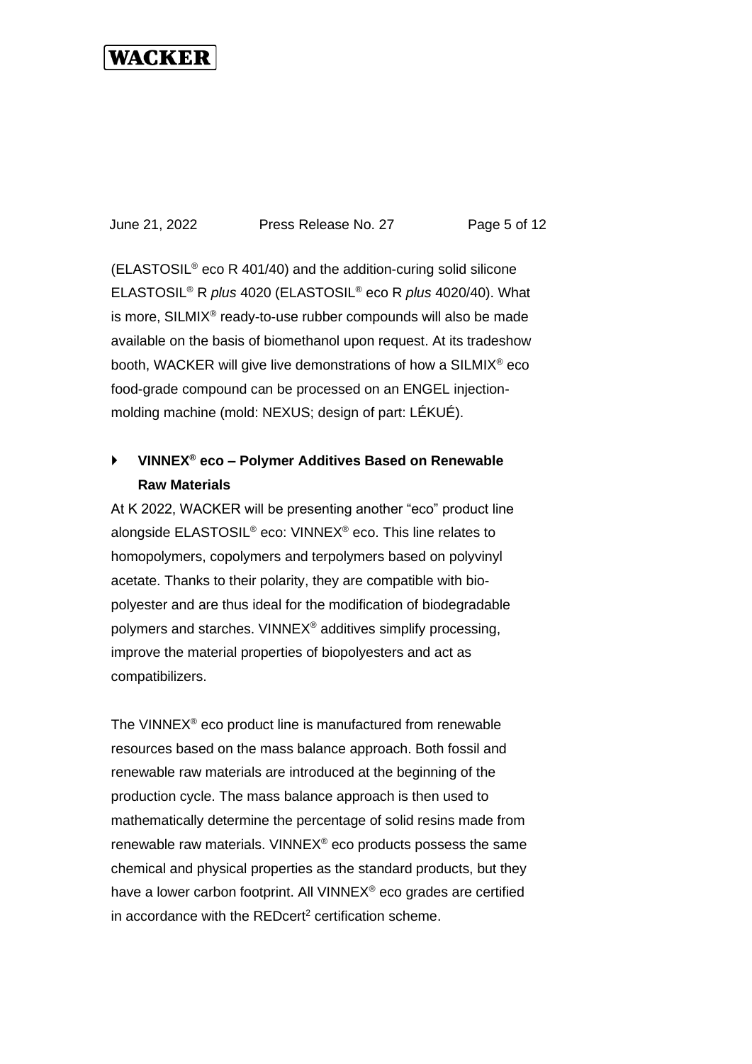(ELASTOSIL® eco R 401/40) and the addition-curing solid silicone ELASTOSIL® R *plus* 4020 (ELASTOSIL® eco R *plus* 4020/40). What is more, SILMIX® ready-to-use rubber compounds will also be made available on the basis of biomethanol upon request. At its tradeshow booth, WACKER will give live demonstrations of how a SILMIX® eco food-grade compound can be processed on an ENGEL injection-molding machine (mold: NEXUS; design of part: LÉKUÉ).

- **VINNEX® eco – Polymer Additives Based on Renewable Raw Materials**

At K 2022, WACKER will be presenting another "eco" product line alongside ELASTOSIL® eco: VINNEX® eco. This line relates to homopolymers, copolymers and terpolymers based on polyvinyl acetate. Thanks to their polarity, they are compatible with bio-polyester and are thus ideal for the modification of biodegradable polymers and starches. VINNEX® additives simplify processing, improve the material properties of biopolyesters and act as compatibilizers.

The VINNEX® eco product line is manufactured from renewable resources based on the mass balance approach. Both fossil and renewable raw materials are introduced at the beginning of the production cycle. The mass balance approach is then used to mathematically determine the percentage of solid resins made from renewable raw materials. VINNEX® eco products possess the same chemical and physical properties as the standard products, but they have a lower carbon footprint. All VINNEX® eco grades are certified in accordance with the REDcert[2] certification scheme.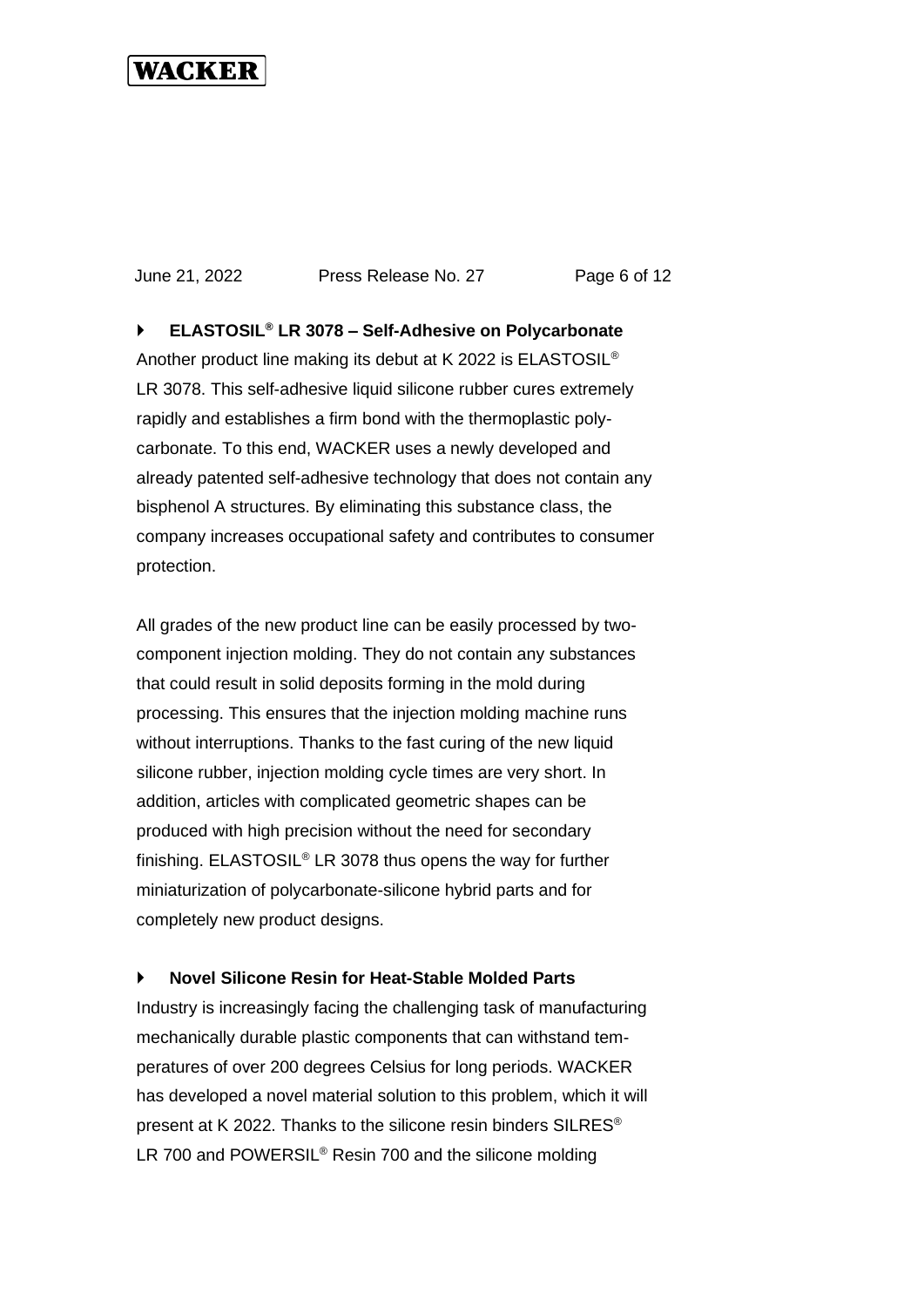### ELASTOSIL® LR 3078 – Self-Adhesive on Polycarbonate

Another product line making its debut at K 2022 is ELASTOSIL® LR 3078. This self-adhesive liquid silicone rubber cures extremely rapidly and establishes a firm bond with the thermoplastic polycarbonate. To this end, WACKER uses a newly developed and already patented self-adhesive technology that does not contain any bisphenol A structures. By eliminating this substance class, the company increases occupational safety and contributes to consumer protection.

All grades of the new product line can be easily processed by two-component injection molding. They do not contain any substances that could result in solid deposits forming in the mold during processing. This ensures that the injection molding machine runs without interruptions. Thanks to the fast curing of the new liquid silicone rubber, injection molding cycle times are very short. In addition, articles with complicated geometric shapes can be produced with high precision without the need for secondary finishing. ELASTOSIL® LR 3078 thus opens the way for further miniaturization of polycarbonate-silicone hybrid parts and for completely new product designs.

### Novel Silicone Resin for Heat-Stable Molded Parts

Industry is increasingly facing the challenging task of manufacturing mechanically durable plastic components that can withstand temperatures of over 200 degrees Celsius for long periods. WACKER has developed a novel material solution to this problem, which it will present at K 2022. Thanks to the silicone resin binders SILRES® LR 700 and POWERSIL® Resin 700 and the silicone molding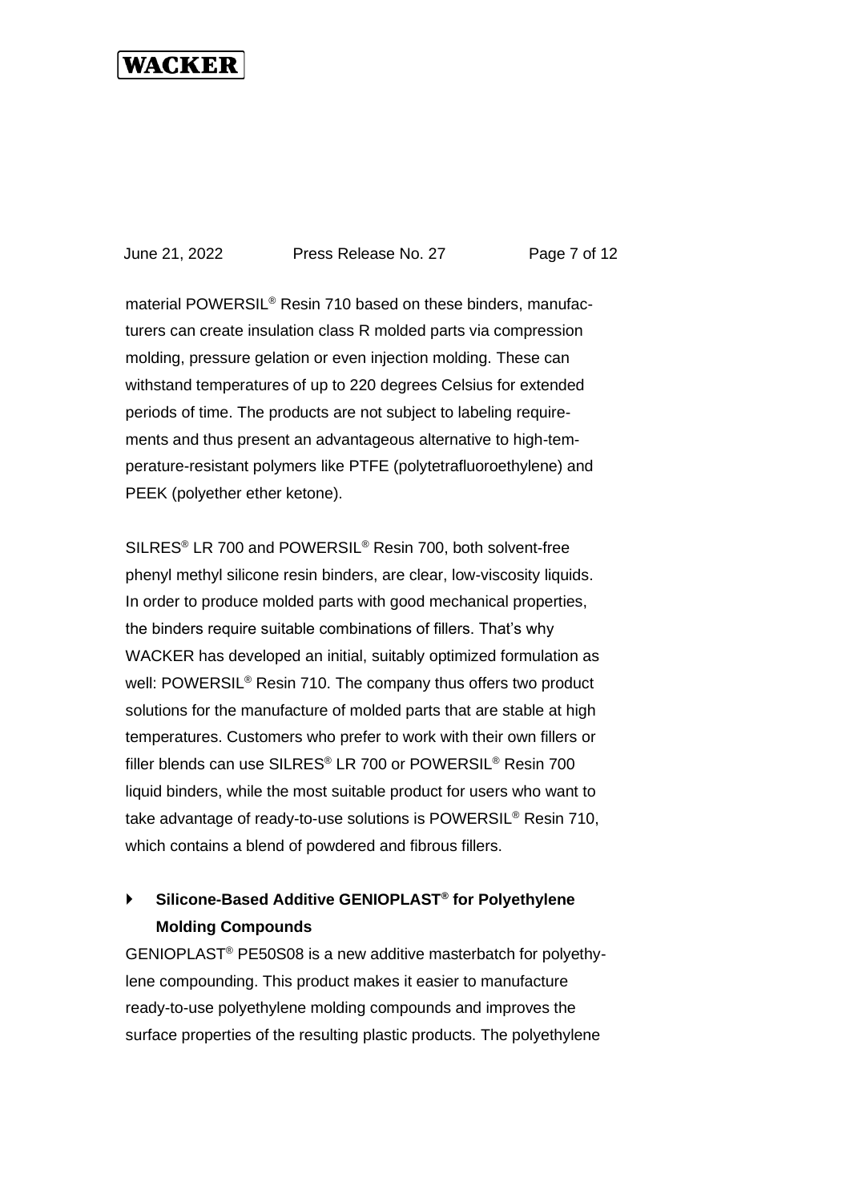material POWERSIL® Resin 710 based on these binders, manufacturers can create insulation class R molded parts via compression molding, pressure gelation or even injection molding. These can withstand temperatures of up to 220 degrees Celsius for extended periods of time. The products are not subject to labeling requirements and thus present an advantageous alternative to high-temperature-resistant polymers like PTFE (polytetrafluoroethylene) and PEEK (polyether ether ketone).

SILRES® LR 700 and POWERSIL® Resin 700, both solvent-free phenyl methyl silicone resin binders, are clear, low-viscosity liquids. In order to produce molded parts with good mechanical properties, the binders require suitable combinations of fillers. That's why WACKER has developed an initial, suitably optimized formulation as well: POWERSIL® Resin 710. The company thus offers two product solutions for the manufacture of molded parts that are stable at high temperatures. Customers who prefer to work with their own fillers or filler blends can use SILRES® LR 700 or POWERSIL® Resin 700 liquid binders, while the most suitable product for users who want to take advantage of ready-to-use solutions is POWERSIL® Resin 710, which contains a blend of powdered and fibrous fillers.

### Silicone-Based Additive GENIOPLAST® for Polyethylene Molding Compounds

GENIOPLAST® PE50S08 is a new additive masterbatch for polyethylene compounding. This product makes it easier to manufacture ready-to-use polyethylene molding compounds and improves the surface properties of the resulting plastic products. The polyethylene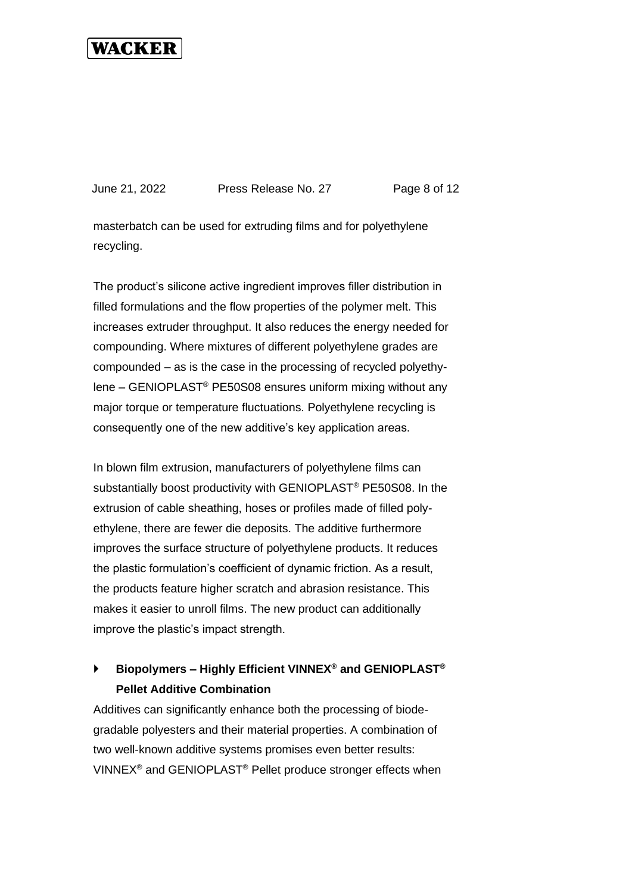masterbatch can be used for extruding films and for polyethylene recycling.

The product's silicone active ingredient improves filler distribution in filled formulations and the flow properties of the polymer melt. This increases extruder throughput. It also reduces the energy needed for compounding. Where mixtures of different polyethylene grades are compounded – as is the case in the processing of recycled polyethylene – GENIOPLAST® PE50S08 ensures uniform mixing without any major torque or temperature fluctuations. Polyethylene recycling is consequently one of the new additive's key application areas.

In blown film extrusion, manufacturers of polyethylene films can substantially boost productivity with GENIOPLAST® PE50S08. In the extrusion of cable sheathing, hoses or profiles made of filled polyethylene, there are fewer die deposits. The additive furthermore improves the surface structure of polyethylene products. It reduces the plastic formulation's coefficient of dynamic friction. As a result, the products feature higher scratch and abrasion resistance. This makes it easier to unroll films. The new product can additionally improve the plastic's impact strength.

- **Biopolymers – Highly Efficient VINNEX® and GENIOPLAST® Pellet Additive Combination**

Additives can significantly enhance both the processing of biodegradable polyesters and their material properties. A combination of two well-known additive systems promises even better results: VINNEX® and GENIOPLAST® Pellet produce stronger effects when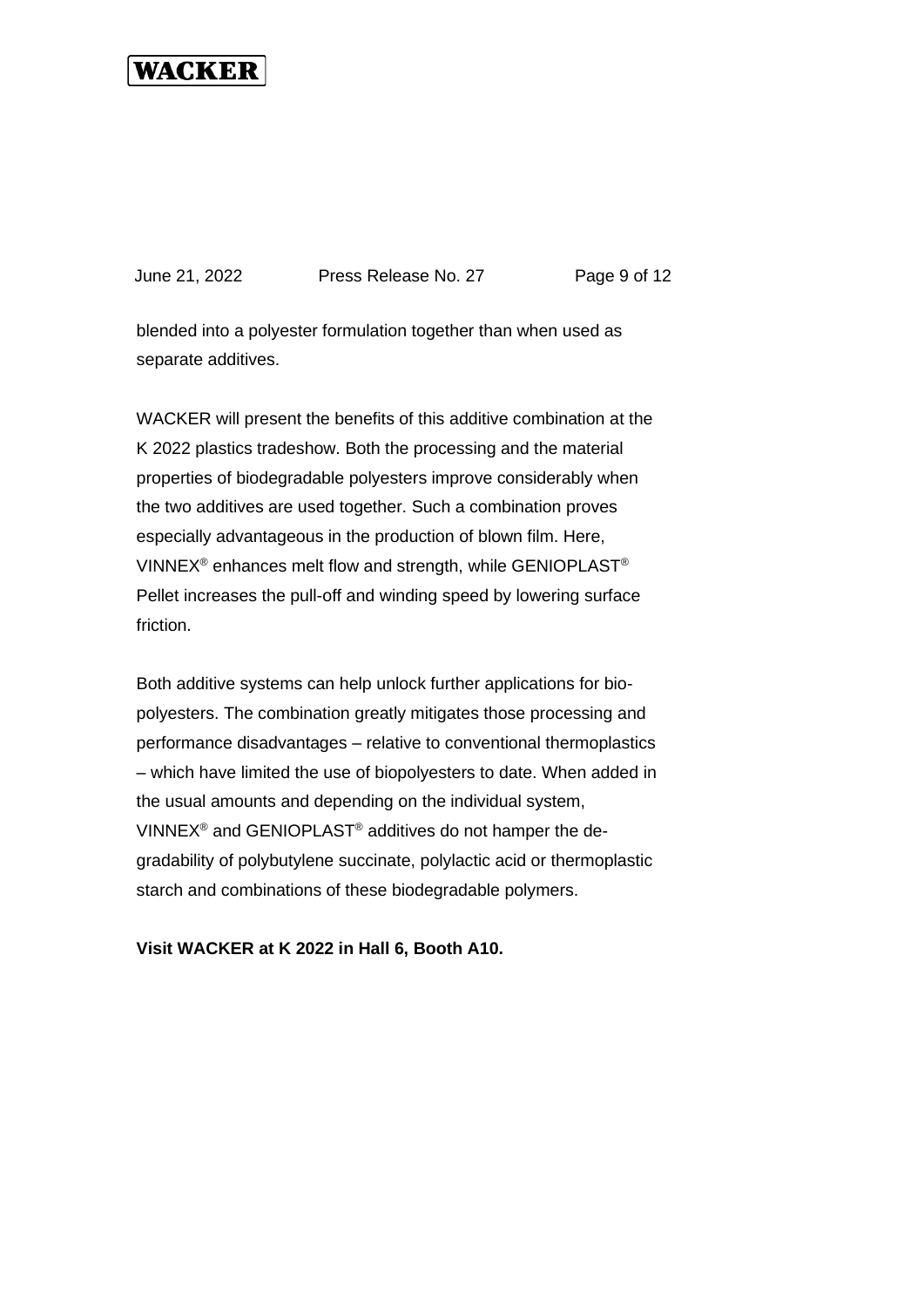blended into a polyester formulation together than when used as separate additives.

WACKER will present the benefits of this additive combination at the K 2022 plastics tradeshow. Both the processing and the material properties of biodegradable polyesters improve considerably when the two additives are used together. Such a combination proves especially advantageous in the production of blown film. Here, VINNEX® enhances melt flow and strength, while GENIOPLAST® Pellet increases the pull-off and winding speed by lowering surface friction.

Both additive systems can help unlock further applications for biopolyesters. The combination greatly mitigates those processing and performance disadvantages – relative to conventional thermoplastics – which have limited the use of biopolyesters to date. When added in the usual amounts and depending on the individual system, VINNEX® and GENIOPLAST® additives do not hamper the degradability of polybutylene succinate, polylactic acid or thermoplastic starch and combinations of these biodegradable polymers.

**Visit WACKER at K 2022 in Hall 6, Booth A10.**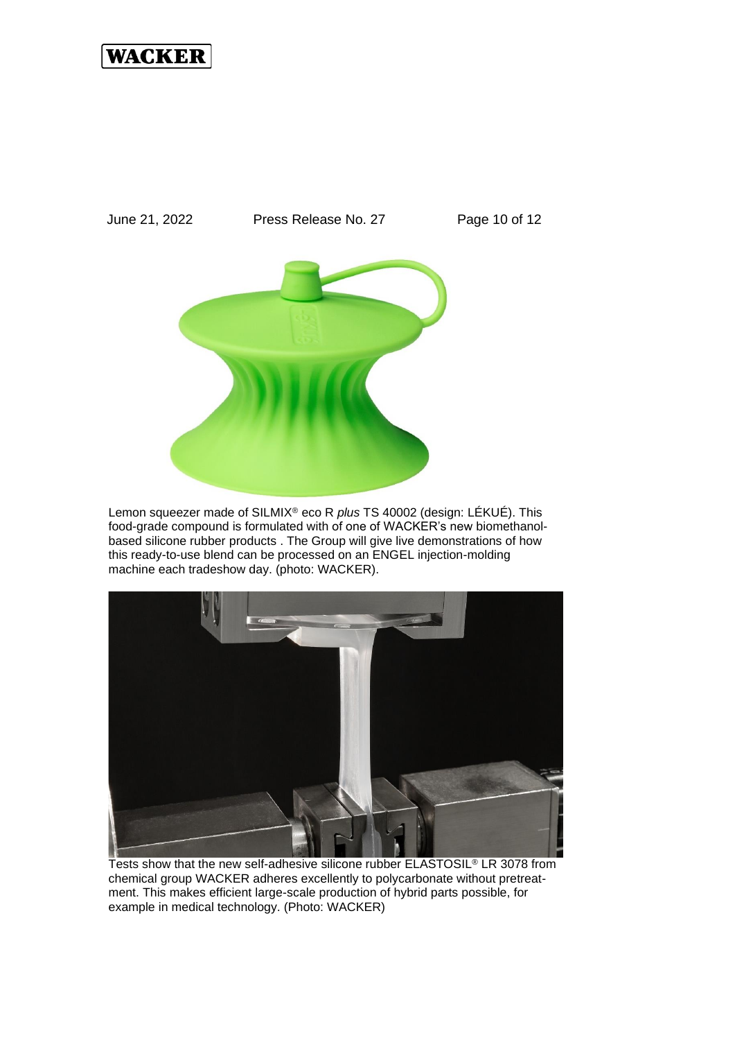Lemon squeezer made of SILMIX® eco R *plus* TS 40002 (design: LÉKUÉ). This food-grade compound is formulated with of one of WACKER's new biomethanol-based silicone rubber products . The Group will give live demonstrations of how this ready-to-use blend can be processed on an ENGEL injection-molding machine each tradeshow day. (photo: WACKER).

Tests show that the new self-adhesive silicone rubber ELASTOSIL® LR 3078 from chemical group WACKER adheres excellently to polycarbonate without pretreat-ment. This makes efficient large-scale production of hybrid parts possible, for example in medical technology. (Photo: WACKER)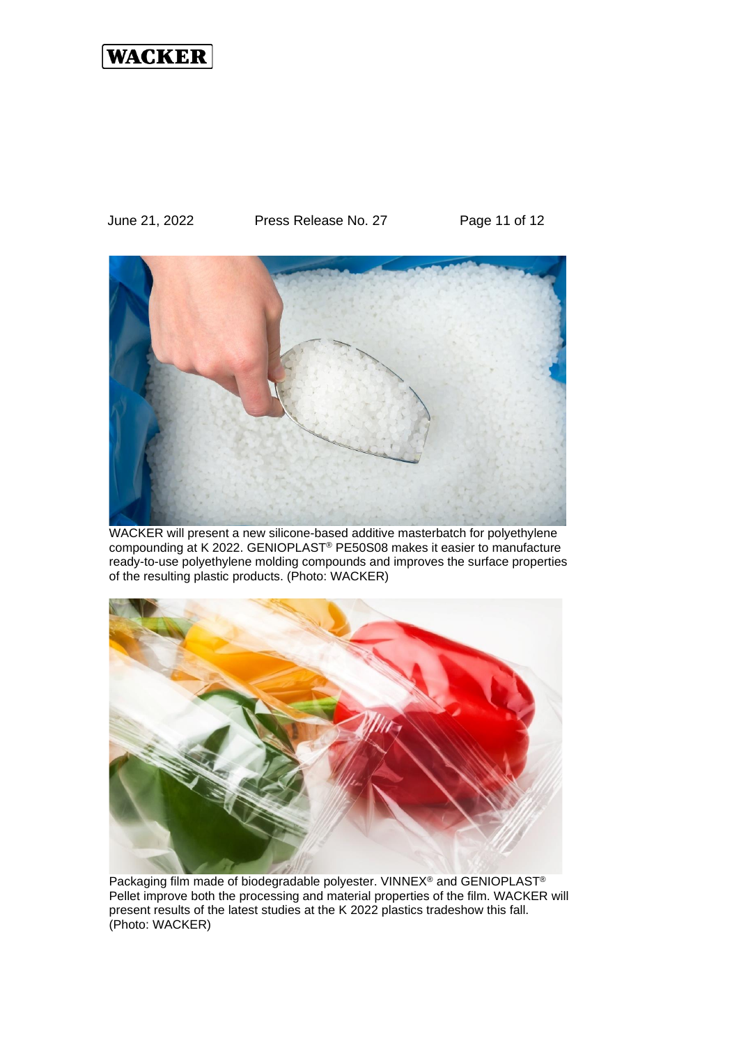WACKER will present a new silicone-based additive masterbatch for polyethylene compounding at K 2022. GENIOPLAST® PE50S08 makes it easier to manufacture ready-to-use polyethylene molding compounds and improves the surface properties of the resulting plastic products. (Photo: WACKER)

Packaging film made of biodegradable polyester. VINNEX® and GENIOPLAST® Pellet improve both the processing and material properties of the film. WACKER will present results of the latest studies at the K 2022 plastics tradeshow this fall. (Photo: WACKER)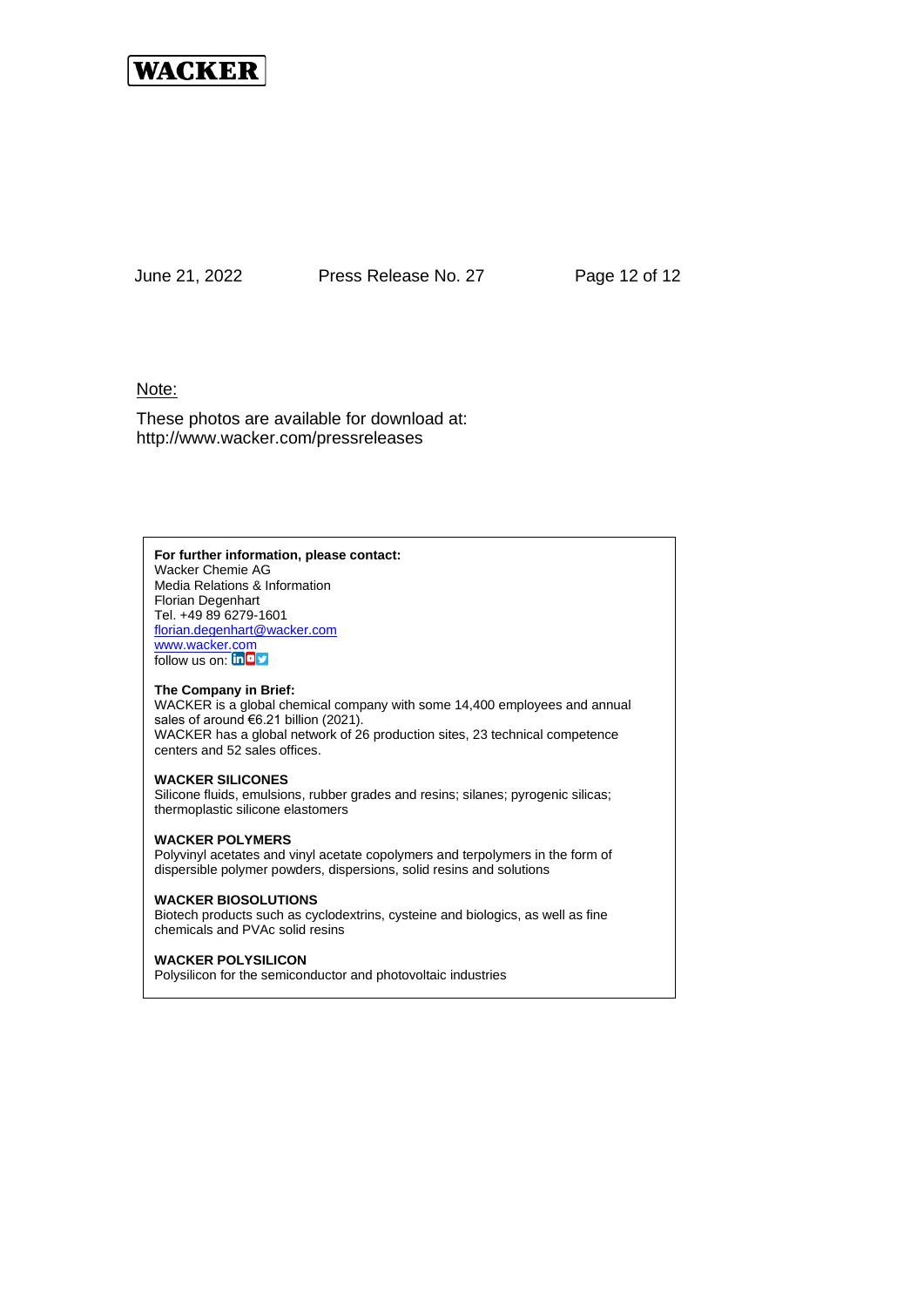Note:

These photos are available for download at:
http://www.wacker.com/pressreleases

**For further information, please contact:**
Wacker Chemie AG
Media Relations & Information
Florian Degenhart
Tel. +49 89 6279-1601
florian.degenhart@wacker.com
www.wacker.com
follow us on:

**The Company in Brief:**
WACKER is a global chemical company with some 14,400 employees and annual sales of around €6.21 billion (2021).
WACKER has a global network of 26 production sites, 23 technical competence centers and 52 sales offices.

**WACKER SILICONES**
Silicone fluids, emulsions, rubber grades and resins; silanes; pyrogenic silicas; thermoplastic silicone elastomers

**WACKER POLYMERS**
Polyvinyl acetates and vinyl acetate copolymers and terpolymers in the form of dispersible polymer powders, dispersions, solid resins and solutions

**WACKER BIOSOLUTIONS**
Biotech products such as cyclodextrins, cysteine and biologics, as well as fine chemicals and PVAc solid resins

**WACKER POLYSILICON**
Polysilicon for the semiconductor and photovoltaic industries